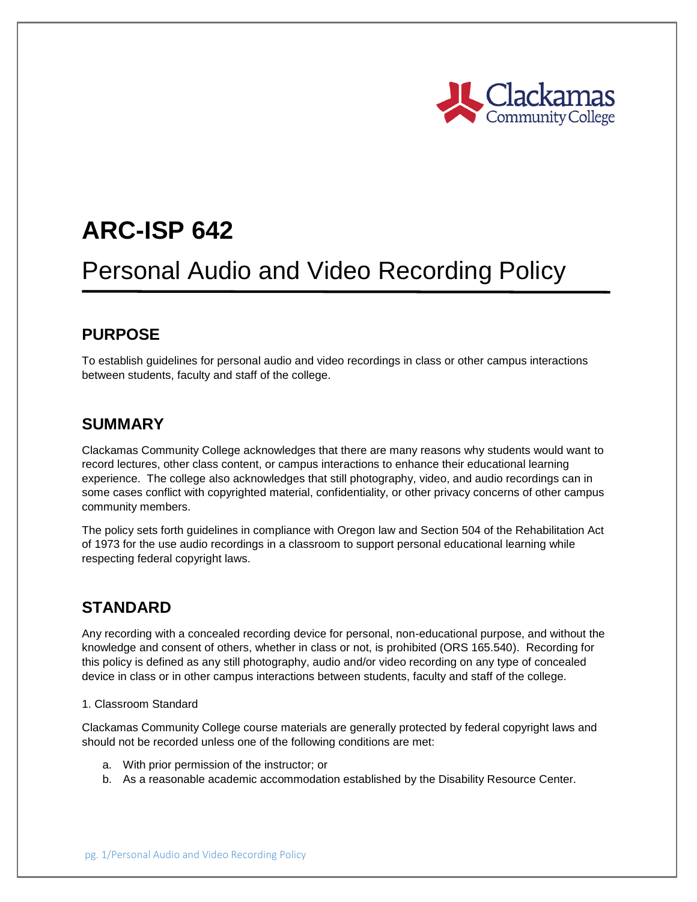# ARC-ISP 642

# Personal Audio and Video Recording Policy

## PURPOSE

To establish guidelines for personal audio and video recordings in class or other campus interactions between students, faculty and staff of the college.

## SUMMARY

Clackamas Community College acknowledges that there are many reasons why students would want to record lectures, other class content, or campus interactions to enhance their educational learning experience. The college also acknowledges that still photography, video, and audio recordings can in some cases conflict with copyrighted material, confidentiality, or other privacy concerns of other campus community members.

The policy sets forth guidelines in compliance with Oregon law and Section 504 of the Rehabilitation Act of 1973 for the use audio recordings in a classroom to support personal educational learning while respecting federal copyright laws.

## STANDARD

Any recording with a concealed recording device for personal, non-educational purpose, and without the knowledge and consent of others, whether in class or not, is prohibited (ORS 165.540). Recording for this policy is defined as any still photography, audio and/or video recording on any type of concealed device in class or in other campus interactions between students, faculty and staff of the college.

1. Classroom Standard

Clackamas Community College course materials are generally protected by federal copyright laws and should not be recorded unless one of the following conditions are met:

a. With prior permission of the instructor; or
b. As a reasonable academic accommodation established by the Disability Resource Center.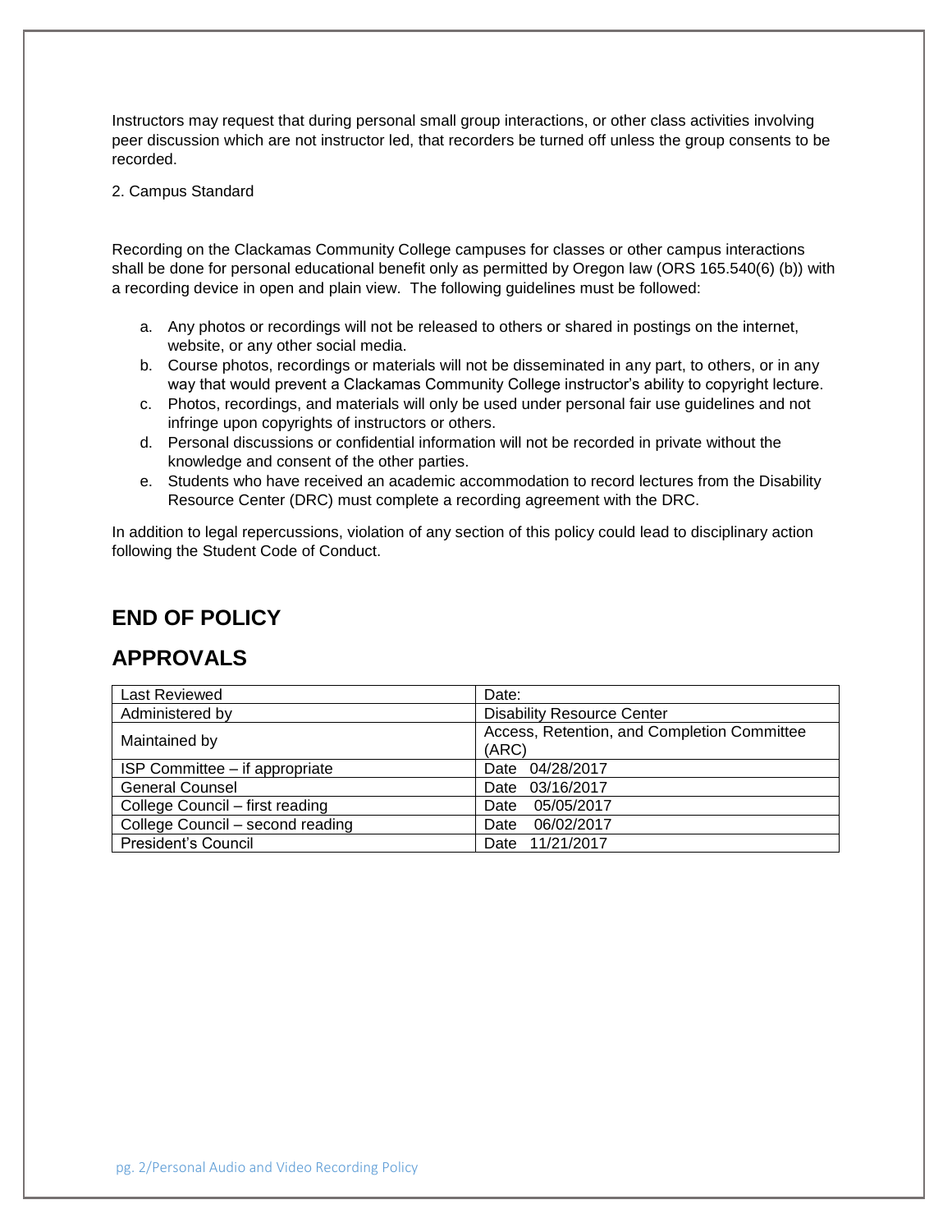Instructors may request that during personal small group interactions, or other class activities involving peer discussion which are not instructor led, that recorders be turned off unless the group consents to be recorded.

2. Campus Standard

Recording on the Clackamas Community College campuses for classes or other campus interactions shall be done for personal educational benefit only as permitted by Oregon law (ORS 165.540(6) (b)) with a recording device in open and plain view. The following guidelines must be followed:

a. Any photos or recordings will not be released to others or shared in postings on the internet, website, or any other social media.
b. Course photos, recordings or materials will not be disseminated in any part, to others, or in any way that would prevent a Clackamas Community College instructor's ability to copyright lecture.
c. Photos, recordings, and materials will only be used under personal fair use guidelines and not infringe upon copyrights of instructors or others.
d. Personal discussions or confidential information will not be recorded in private without the knowledge and consent of the other parties.
e. Students who have received an academic accommodation to record lectures from the Disability Resource Center (DRC) must complete a recording agreement with the DRC.

In addition to legal repercussions, violation of any section of this policy could lead to disciplinary action following the Student Code of Conduct.

## END OF POLICY

## APPROVALS

| | |
|---|---|
| Last Reviewed | Date: |
| Administered by | Disability Resource Center |
| Maintained by | Access, Retention, and Completion Committee (ARC) |
| ISP Committee – if appropriate | Date 04/28/2017 |
| General Counsel | Date 03/16/2017 |
| College Council – first reading | Date 05/05/2017 |
| College Council – second reading | Date 06/02/2017 |
| President's Council | Date 11/21/2017 |